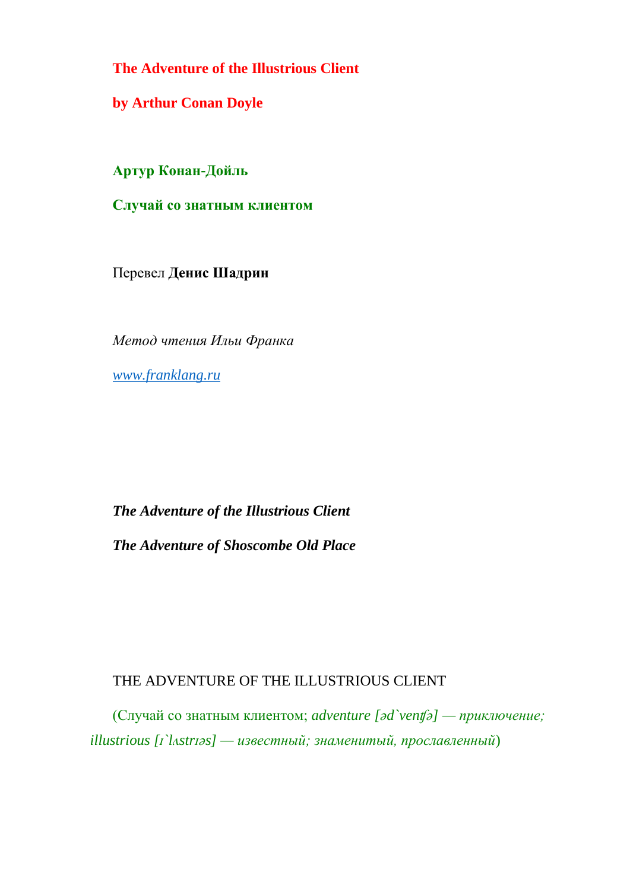**The Adventure of the Illustrious Client**

**by Arthur Conan Doyle**

**Артур Конан-Дойль**

**Случай со знатным клиентом**

Перевел **Денис Шадрин**

*Метод чтения Ильи Франка*

*www.franklang.ru*

***The Adventure of the Illustrious Client***

***The Adventure of Shoscombe Old Place***

THE ADVENTURE OF THE ILLUSTRIOUS CLIENT

(Случай со знатным клиентом; *adventure [əd`ventʃə] — приключение; illustrious [ɪ`lʌstrɪəs] — известный; знаменитый, прославленный*)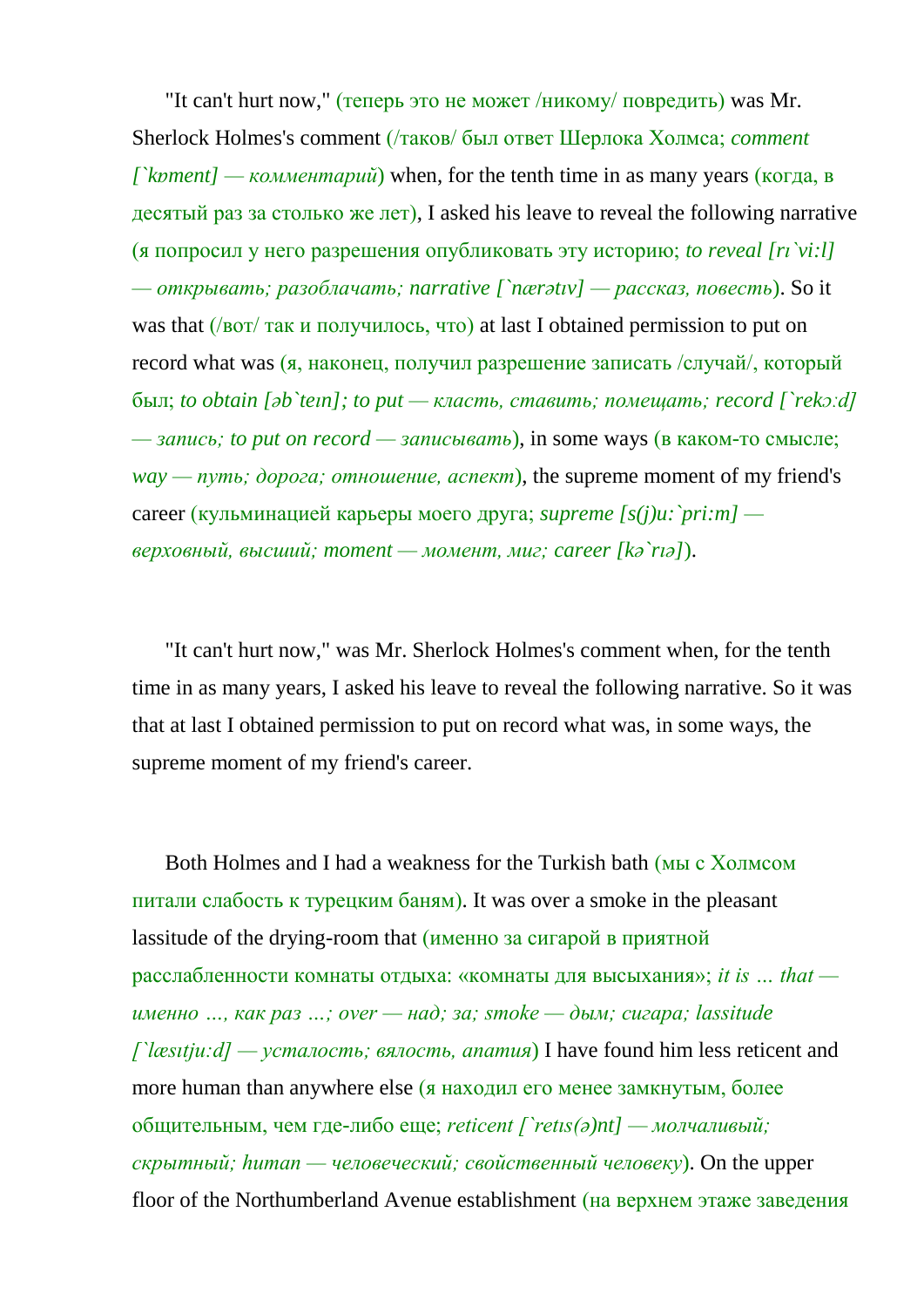"It can't hurt now," (теперь это не может /никому/ повредить) was Mr. Sherlock Holmes's comment (/таков/ был ответ Шерлока Холмса; *comment [`kɒment] — комментарий*) when, for the tenth time in as many years (когда, в десятый раз за столько же лет), I asked his leave to reveal the following narrative (я попросил у него разрешения опубликовать эту историю; *to reveal [rɪ`vi:l] — открывать; разоблачать; narrative [`nærətɪv] — рассказ, повесть*). So it was that (/вот/ так и получилось, что) at last I obtained permission to put on record what was (я, наконец, получил разрешение записать /случай/, который был; *to obtain [əb`teɪn]; to put — класть, ставить; помещать; record [`rekɔːd] — запись; to put on record — записывать*), in some ways (в каком-то смысле; *way — путь; дорога; отношение, аспект*), the supreme moment of my friend's career (кульминацией карьеры моего друга; *supreme [s(j)u:`pri:m] — верховный, высший; moment — момент, миг; career [kə`rɪə]*).

"It can't hurt now," was Mr. Sherlock Holmes's comment when, for the tenth time in as many years, I asked his leave to reveal the following narrative. So it was that at last I obtained permission to put on record what was, in some ways, the supreme moment of my friend's career.

Both Holmes and I had a weakness for the Turkish bath (мы с Холмсом питали слабость к турецким баням). It was over a smoke in the pleasant lassitude of the drying-room that (именно за сигарой в приятной расслабленности комнаты отдыха: «комнаты для высыхания»; *it is … that — именно …, как раз …; over — над; за; smoke — дым; сигара; lassitude [`læsɪtju:d] — усталость; вялость, апатия*) I have found him less reticent and more human than anywhere else (я находил его менее замкнутым, более общительным, чем где-либо еще; *reticent [`retɪs(ə)nt] — молчаливый; скрытный; human — человеческий; свойственный человеку*). On the upper floor of the Northumberland Avenue establishment (на верхнем этаже заведения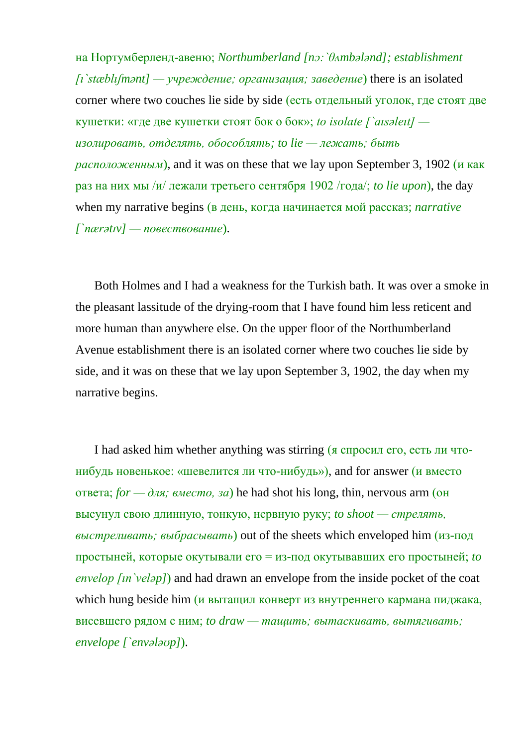на Нортумберленд-авеню; *Northumberland [nɔ:`θʌmbələnd]; establishment [ɪ`stæblɪʃmənt] — учреждение; организация; заведение*) there is an isolated corner where two couches lie side by side (есть отдельный уголок, где стоят две кушетки: «где две кушетки стоят бок о бок»; *to isolate [`aɪsəleɪt] — изолировать, отделять, обособлять; to lie — лежать; быть расположенным*), and it was on these that we lay upon September 3, 1902 (и как раз на них мы /и/ лежали третьего сентября 1902 /года/; *to lie upon*), the day when my narrative begins (в день, когда начинается мой рассказ; *narrative [`nærətɪv] — повествование*).

Both Holmes and I had a weakness for the Turkish bath. It was over a smoke in the pleasant lassitude of the drying-room that I have found him less reticent and more human than anywhere else. On the upper floor of the Northumberland Avenue establishment there is an isolated corner where two couches lie side by side, and it was on these that we lay upon September 3, 1902, the day when my narrative begins.

I had asked him whether anything was stirring (я спросил его, есть ли что-нибудь новенькое: «шевелится ли что-нибудь»), and for answer (и вместо ответа; *for — для; вместо, за*) he had shot his long, thin, nervous arm (он высунул свою длинную, тонкую, нервную руку; *to shoot — стрелять, выстреливать; выбрасывать*) out of the sheets which enveloped him (из-под простыней, которые окутывали его = из-под окутывавших его простыней; *to envelop [ɪn`veləp]*) and had drawn an envelope from the inside pocket of the coat which hung beside him (и вытащил конверт из внутреннего кармана пиджака, висевшего рядом с ним; *to draw — тащить; вытаскивать, вытягивать; envelope [`envələʊp]*).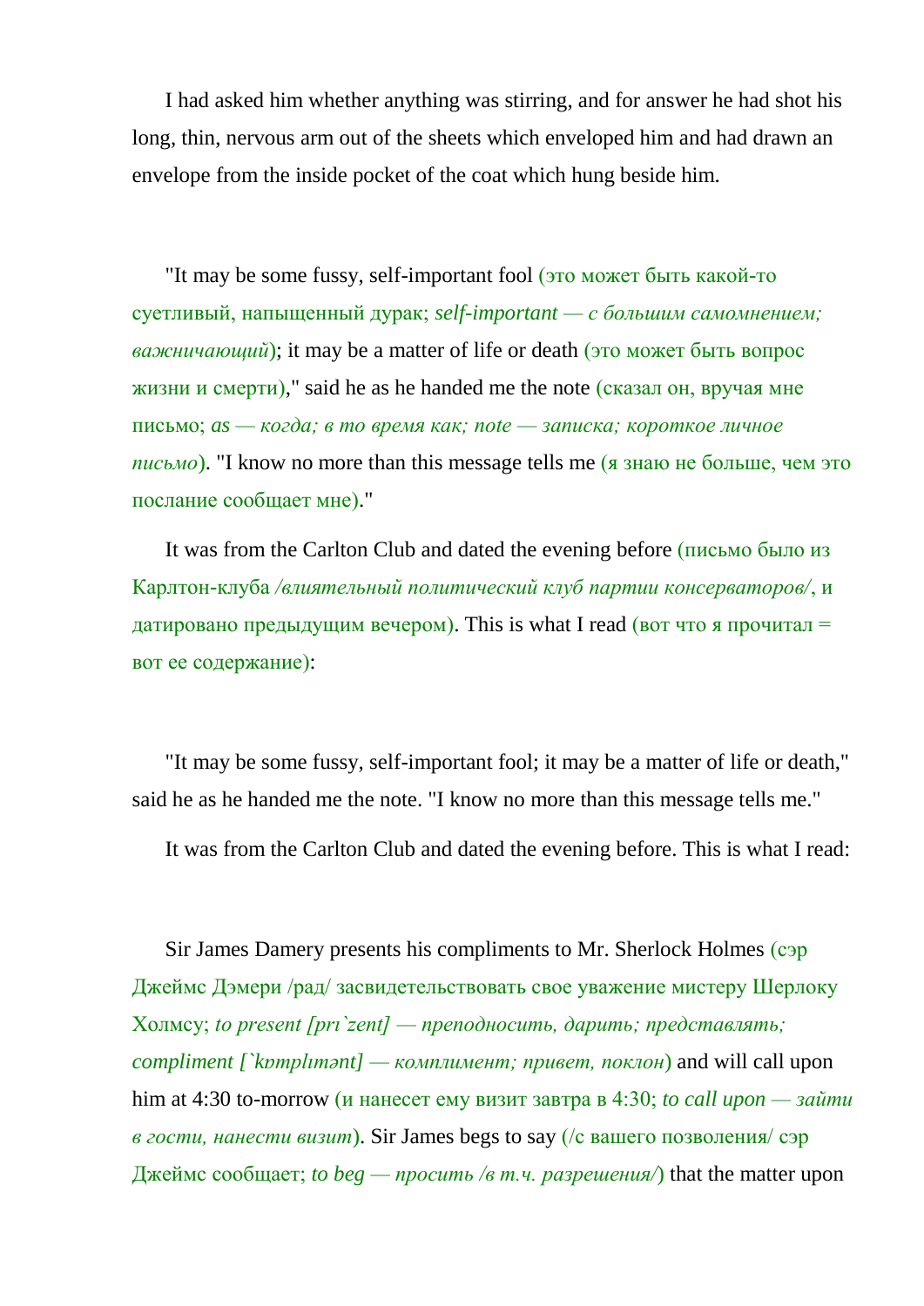I had asked him whether anything was stirring, and for answer he had shot his long, thin, nervous arm out of the sheets which enveloped him and had drawn an envelope from the inside pocket of the coat which hung beside him.

"It may be some fussy, self-important fool (это может быть какой-то суетливый, напыщенный дурак; *self-important — с большим самомнением; важничающий*); it may be a matter of life or death (это может быть вопрос жизни и смерти)," said he as he handed me the note (сказал он, вручая мне письмо; *as — когда; в то время как; note — записка; короткое личное письмо*). "I know no more than this message tells me (я знаю не больше, чем это послание сообщает мне)."

It was from the Carlton Club and dated the evening before (письмо было из Карлтон-клуба */влиятельный политический клуб партии консерваторов/*, и датировано предыдущим вечером). This is what I read (вот что я прочитал = вот ее содержание):

"It may be some fussy, self-important fool; it may be a matter of life or death," said he as he handed me the note. "I know no more than this message tells me."

It was from the Carlton Club and dated the evening before. This is what I read:

Sir James Damery presents his compliments to Mr. Sherlock Holmes (сэр Джеймс Дэмери /рад/ засвидетельствовать свое уважение мистеру Шерлоку Холмсу; *to present [prɪˋzent] — преподносить, дарить; представлять; compliment [ˋkɒmplɪmənt] — комплимент; привет, поклон*) and will call upon him at 4:30 to-morrow (и нанесет ему визит завтра в 4:30; *to call upon — зайти в гости, нанести визит*). Sir James begs to say (/с вашего позволения/ сэр Джеймс сообщает; *to beg — просить /в т.ч. разрешения/*) that the matter upon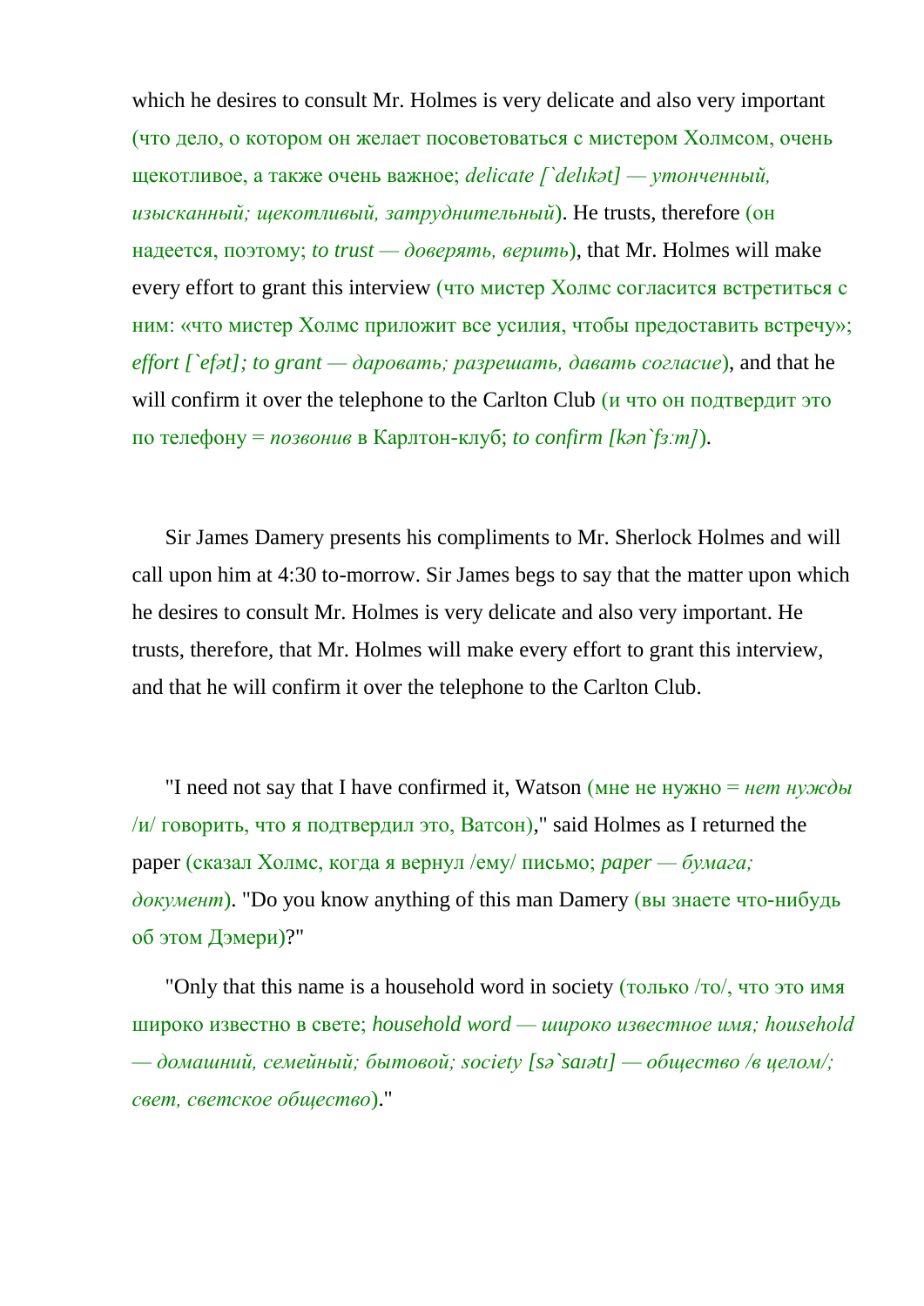which he desires to consult Mr. Holmes is very delicate and also very important (что дело, о котором он желает посоветоваться с мистером Холмсом, очень щекотливое, а также очень важное; *delicate [`delıkət] — утонченный, изысканный; щекотливый, затруднительный*). He trusts, therefore (он надеется, поэтому; *to trust — доверять, верить*), that Mr. Holmes will make every effort to grant this interview (что мистер Холмс согласится встретиться с ним: «что мистер Холмс приложит все усилия, чтобы предоставить встречу»; *effort [`efət]; to grant — даровать; разрешать, давать согласие*), and that he will confirm it over the telephone to the Carlton Club (и что он подтвердит это по телефону = *позвонив* в Карлтон-клуб; *to confirm [kən`fɜːm]*).

Sir James Damery presents his compliments to Mr. Sherlock Holmes and will call upon him at 4:30 to-morrow. Sir James begs to say that the matter upon which he desires to consult Mr. Holmes is very delicate and also very important. He trusts, therefore, that Mr. Holmes will make every effort to grant this interview, and that he will confirm it over the telephone to the Carlton Club.

"I need not say that I have confirmed it, Watson (мне не нужно = *нет нужды* /и/ говорить, что я подтвердил это, Ватсон)," said Holmes as I returned the paper (сказал Холмс, когда я вернул /ему/ письмо; *paper — бумага; документ*). "Do you know anything of this man Damery (вы знаете что-нибудь об этом Дэмери)?"

"Only that this name is a household word in society (только /то/, что это имя широко известно в свете; *household word — широко известное имя; household — домашний, семейный; бытовой; society [sə`saıətı] — общество /в целом/; свет, светское общество*)."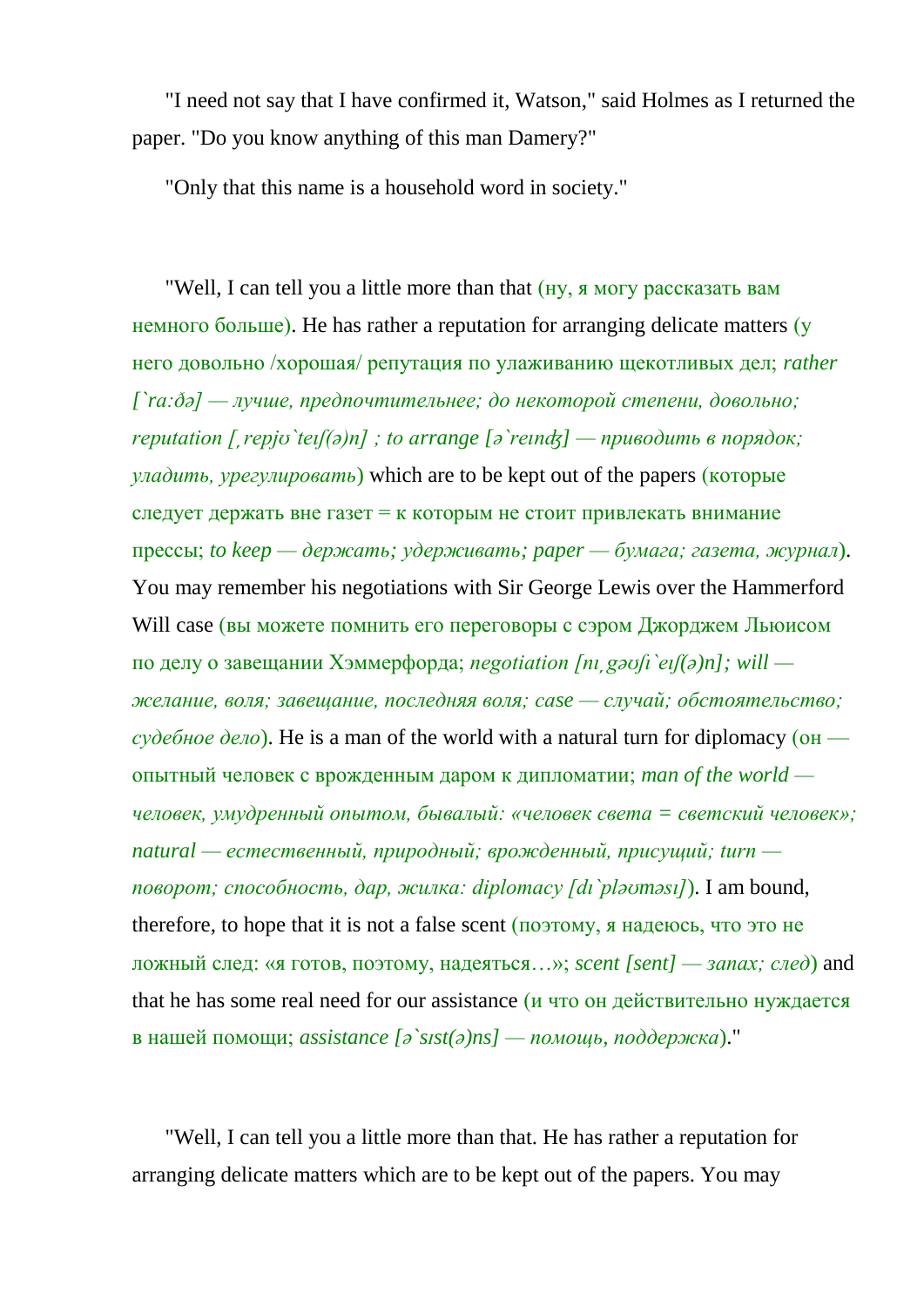"I need not say that I have confirmed it, Watson," said Holmes as I returned the paper. "Do you know anything of this man Damery?"

"Only that this name is a household word in society."

"Well, I can tell you a little more than that (ну, я могу рассказать вам немного больше). He has rather a reputation for arranging delicate matters (у него довольно /хорошая/ репутация по улаживанию щекотливых дел; *rather [`rɑːðə] — лучше, предпочтительнее; до некоторой степени, довольно; reputation [ˌrepjʊ`teɪʃ(ə)n] ; to arrange [ə`reɪnʤ] — приводить в порядок; уладить, урегулировать*) which are to be kept out of the papers (которые следует держать вне газет = к которым не стоит привлекать внимание прессы; *to keep — держать; удерживать; paper — бумага; газета, журнал*). You may remember his negotiations with Sir George Lewis over the Hammerford Will case (вы можете помнить его переговоры с сэром Джорджем Льюисом по делу о завещании Хэммерфорда; *negotiation [nɪˌgəʊʃi`eɪʃ(ə)n]; will — желание, воля; завещание, последняя воля; case — случай; обстоятельство; судебное дело*). He is a man of the world with a natural turn for diplomacy (он — опытный человек с врожденным даром к дипломатии; *man of the world — человек, умудренный опытом, бывалый: «человек света = светский человек»; natural — естественный, природный; врожденный, присущий; turn — поворот; способность, дар, жилка: diplomacy [dɪ`pləʊməsɪ]*). I am bound, therefore, to hope that it is not a false scent (поэтому, я надеюсь, что это не ложный след: «я готов, поэтому, надеяться…»; *scent [sent] — запах; след*) and that he has some real need for our assistance (и что он действительно нуждается в нашей помощи; *assistance [ə`sɪst(ə)ns] — помощь, поддержка*)."

"Well, I can tell you a little more than that. He has rather a reputation for arranging delicate matters which are to be kept out of the papers. You may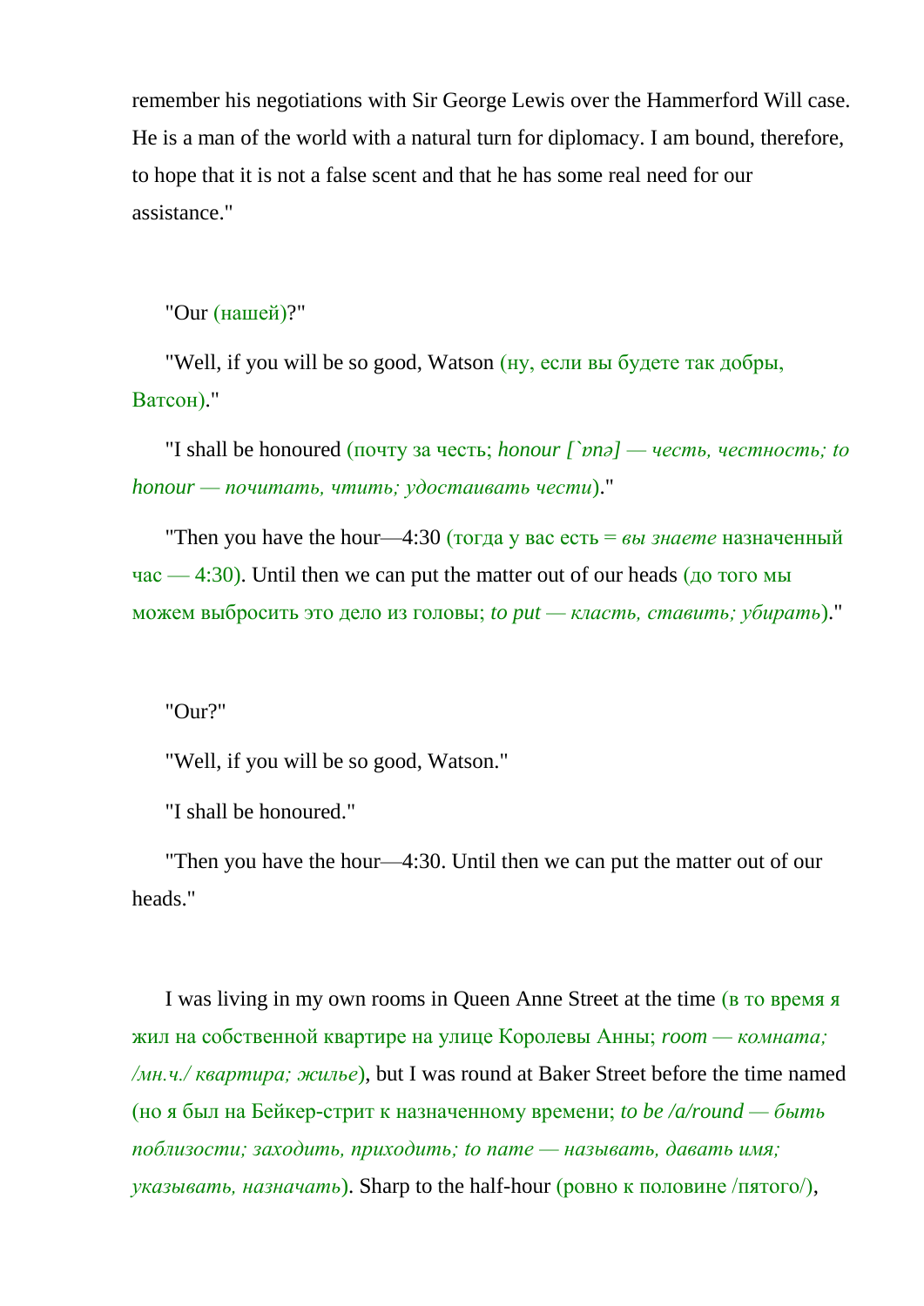remember his negotiations with Sir George Lewis over the Hammerford Will case. He is a man of the world with a natural turn for diplomacy. I am bound, therefore, to hope that it is not a false scent and that he has some real need for our assistance."

"Our (нашей)?"

"Well, if you will be so good, Watson (ну, если вы будете так добры, Ватсон)."

"I shall be honoured (почту за честь; *honour [`ɒnə] — честь, честность; to honour — почитать, чтить; удостаивать чести*)."

"Then you have the hour—4:30 (тогда у вас есть = *вы знаете* назначенный час — 4:30). Until then we can put the matter out of our heads (до того мы можем выбросить это дело из головы; *to put — класть, ставить; убирать*)."

"Our?"

"Well, if you will be so good, Watson."

"I shall be honoured."

"Then you have the hour—4:30. Until then we can put the matter out of our heads."

I was living in my own rooms in Queen Anne Street at the time (в то время я жил на собственной квартире на улице Королевы Анны; *room — комната; /мн.ч./ квартира; жилье*), but I was round at Baker Street before the time named (но я был на Бейкер-стрит к назначенному времени; *to be /a/round — быть поблизости; заходить, приходить; to name — называть, давать имя; указывать, назначать*). Sharp to the half-hour (ровно к половине /пятого/),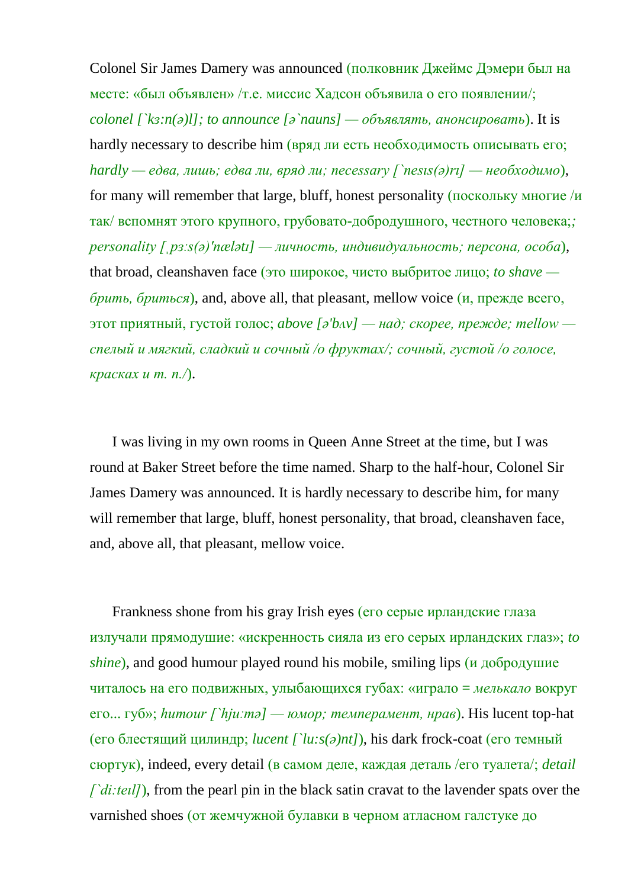Colonel Sir James Damery was announced (полковник Джеймс Дэмери был на месте: «был объявлен» /т.е. миссис Хадсон объявила о его появлении/; *colonel [`kз:n(ə)l]; to announce [ə`nauns] — объявлять, анонсировать*). It is hardly necessary to describe him (вряд ли есть необходимость описывать его; *hardly — едва, лишь; едва ли, вряд ли; necessary [`nesıs(ə)rı] — необходимо*), for many will remember that large, bluff, honest personality (поскольку многие /и так/ вспомнят этого крупного, грубовато-добродушного, честного человека;*; personality [ˌpз:s(ə)'nælətı] — личность, индивидуальность; персона, особа*), that broad, cleanshaven face (это широкое, чисто выбритое лицо; *to shave — брить, бриться*), and, above all, that pleasant, mellow voice (и, прежде всего, этот приятный, густой голос; *above [ə'bʌv] — над; скорее, прежде; mellow — спелый и мягкий, сладкий и сочный /о фруктах/; сочный, густой /о голосе, красках и т. п./*).

I was living in my own rooms in Queen Anne Street at the time, but I was round at Baker Street before the time named. Sharp to the half-hour, Colonel Sir James Damery was announced. It is hardly necessary to describe him, for many will remember that large, bluff, honest personality, that broad, cleanshaven face, and, above all, that pleasant, mellow voice.

Frankness shone from his gray Irish eyes (его серые ирландские глаза излучали прямодушие: «искренность сияла из его серых ирландских глаз»; *to shine*), and good humour played round his mobile, smiling lips (и добродушие читалось на его подвижных, улыбающихся губах: «играло = *мелькало* вокруг его... губ»; *humour [`hju:mə] — юмор; темперамент, нрав*). His lucent top-hat (его блестящий цилиндр; *lucent [`lu:s(ə)nt]*), his dark frock-coat (его темный сюртук), indeed, every detail (в самом деле, каждая деталь /его туалета/; *detail [`di:teıl]*), from the pearl pin in the black satin cravat to the lavender spats over the varnished shoes (от жемчужной булавки в черном атласном галстуке до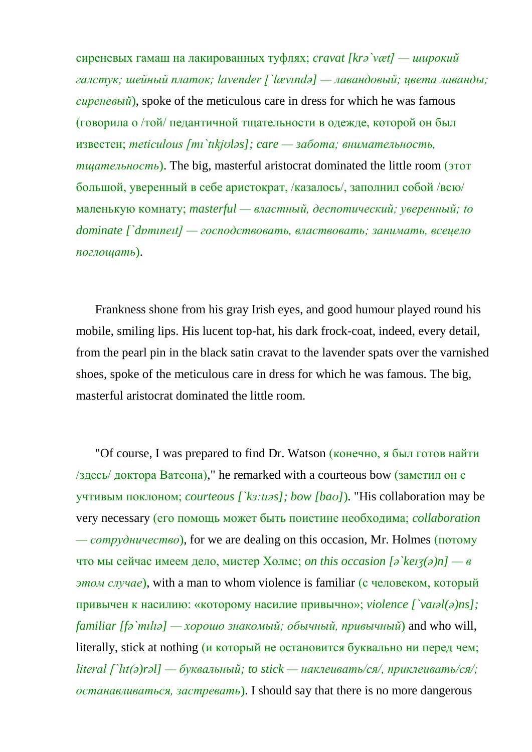сиреневых гамаш на лакированных туфлях; *cravat [krə`væt] — широкий галстук; шейный платок; lavender [`lævındə] — лавандовый; цвета лаванды; сиреневый*), spoke of the meticulous care in dress for which he was famous (говорила о /той/ педантичной тщательности в одежде, которой он был известен; *meticulous [mı`tıkjʊləs]; care — забота; внимательность, тщательность*). The big, masterful aristocrat dominated the little room (этот большой, уверенный в себе аристократ, /казалось/, заполнил собой /всю/ маленькую комнату; *masterful — властный, деспотический; уверенный; to dominate [`dɒmıneıt] — господствовать, властвовать; занимать, всецело поглощать*).

Frankness shone from his gray Irish eyes, and good humour played round his mobile, smiling lips. His lucent top-hat, his dark frock-coat, indeed, every detail, from the pearl pin in the black satin cravat to the lavender spats over the varnished shoes, spoke of the meticulous care in dress for which he was famous. The big, masterful aristocrat dominated the little room.

"Of course, I was prepared to find Dr. Watson (конечно, я был готов найти /здесь/ доктора Ватсона)," he remarked with a courteous bow (заметил он с учтивым поклоном; *courteous [`kɜ:tıəs]; bow [baʊ]*). "His collaboration may be very necessary (его помощь может быть поистине необходима; *collaboration — сотрудничество*), for we are dealing on this occasion, Mr. Holmes (потому что мы сейчас имеем дело, мистер Холмс; *on this occasion [ə`keıʒ(ə)n] — в этом случае*), with a man to whom violence is familiar (с человеком, который привычен к насилию: «которому насилие привычно»; *violence [`vaıəl(ə)ns]; familiar [fə`mılıə] — хорошо знакомый; обычный, привычный*) and who will, literally, stick at nothing (и который не остановится буквально ни перед чем; *literal [`lıt(ə)rəl] — буквальный; to stick — наклеивать/ся/, приклеивать/ся/; останавливаться, застревать*). I should say that there is no more dangerous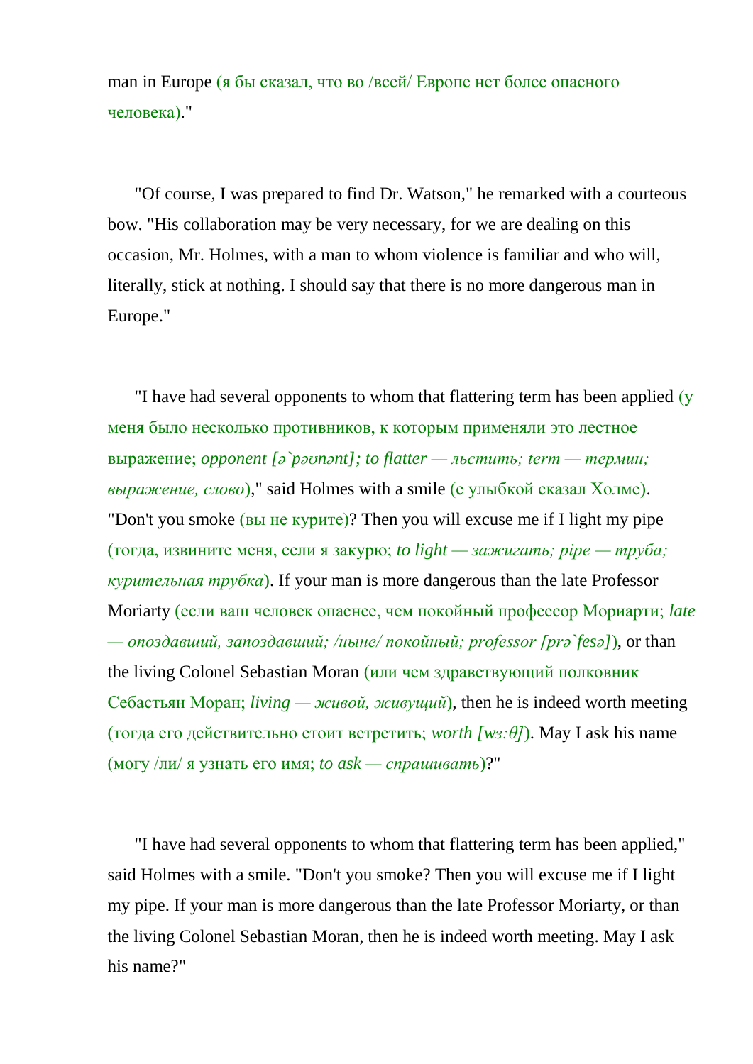man in Europe (я бы сказал, что во /всей/ Европе нет более опасного человека)."

"Of course, I was prepared to find Dr. Watson," he remarked with a courteous bow. "His collaboration may be very necessary, for we are dealing on this occasion, Mr. Holmes, with a man to whom violence is familiar and who will, literally, stick at nothing. I should say that there is no more dangerous man in Europe."

"I have had several opponents to whom that flattering term has been applied (у меня было несколько противников, к которым применяли это лестное выражение; *opponent [ə`pəʊnənt]; to flatter — льстить; term — термин; выражение, слово*)," said Holmes with a smile (с улыбкой сказал Холмс). "Don't you smoke (вы не курите)? Then you will excuse me if I light my pipe (тогда, извините меня, если я закурю; *to light — зажигать; pipe — труба; курительная трубка*). If your man is more dangerous than the late Professor Moriarty (если ваш человек опаснее, чем покойный профессор Мориарти; *late — опоздавший, запоздавший; /ныне/ покойный; professor [prə`fesə]*), or than the living Colonel Sebastian Moran (или чем здравствующий полковник Себастьян Моран; *living — живой, живущий*), then he is indeed worth meeting (тогда его действительно стоит встретить; *worth [wɜ:θ]*). May I ask his name (могу /ли/ я узнать его имя; *to ask — спрашивать*)?"

"I have had several opponents to whom that flattering term has been applied," said Holmes with a smile. "Don't you smoke? Then you will excuse me if I light my pipe. If your man is more dangerous than the late Professor Moriarty, or than the living Colonel Sebastian Moran, then he is indeed worth meeting. May I ask his name?"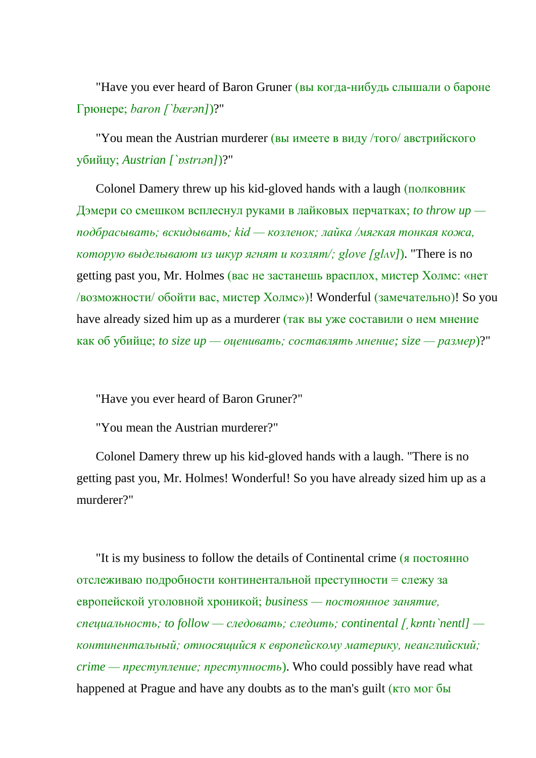"Have you ever heard of Baron Gruner (вы когда-нибудь слышали о бароне Грюнере; *baron [`bærən]*)?"

"You mean the Austrian murderer (вы имеете в виду /того/ австрийского убийцу; *Austrian [`ɒstrıən]*)?"

Colonel Damery threw up his kid-gloved hands with a laugh (полковник Дэмери со смешком всплеснул руками в лайковых перчатках; *to throw up — подбрасывать; вскидывать; kid — козленок; лайка /мягкая тонкая кожа, которую выделывают из шкур ягнят и козлят/; glove [glʌv]*). "There is no getting past you, Mr. Holmes (вас не застанешь врасплох, мистер Холмс: «нет /возможности/ обойти вас, мистер Холмс»)! Wonderful (замечательно)! So you have already sized him up as a murderer (так вы уже составили о нем мнение как об убийце; *to size up — оценивать; составлять мнение; size — размер*)?"

"Have you ever heard of Baron Gruner?"

"You mean the Austrian murderer?"

Colonel Damery threw up his kid-gloved hands with a laugh. "There is no getting past you, Mr. Holmes! Wonderful! So you have already sized him up as a murderer?"

"It is my business to follow the details of Continental crime (я постоянно отслеживаю подробности континентальной преступности = слежу за европейской уголовной хроникой; *business — постоянное занятие, специальность; to follow — следовать; следить; continental [ˌkɒntı`nentl] — континентальный; относящийся к европейскому материку, неанглийский; crime — преступление; преступность*). Who could possibly have read what happened at Prague and have any doubts as to the man's guilt (кто мог бы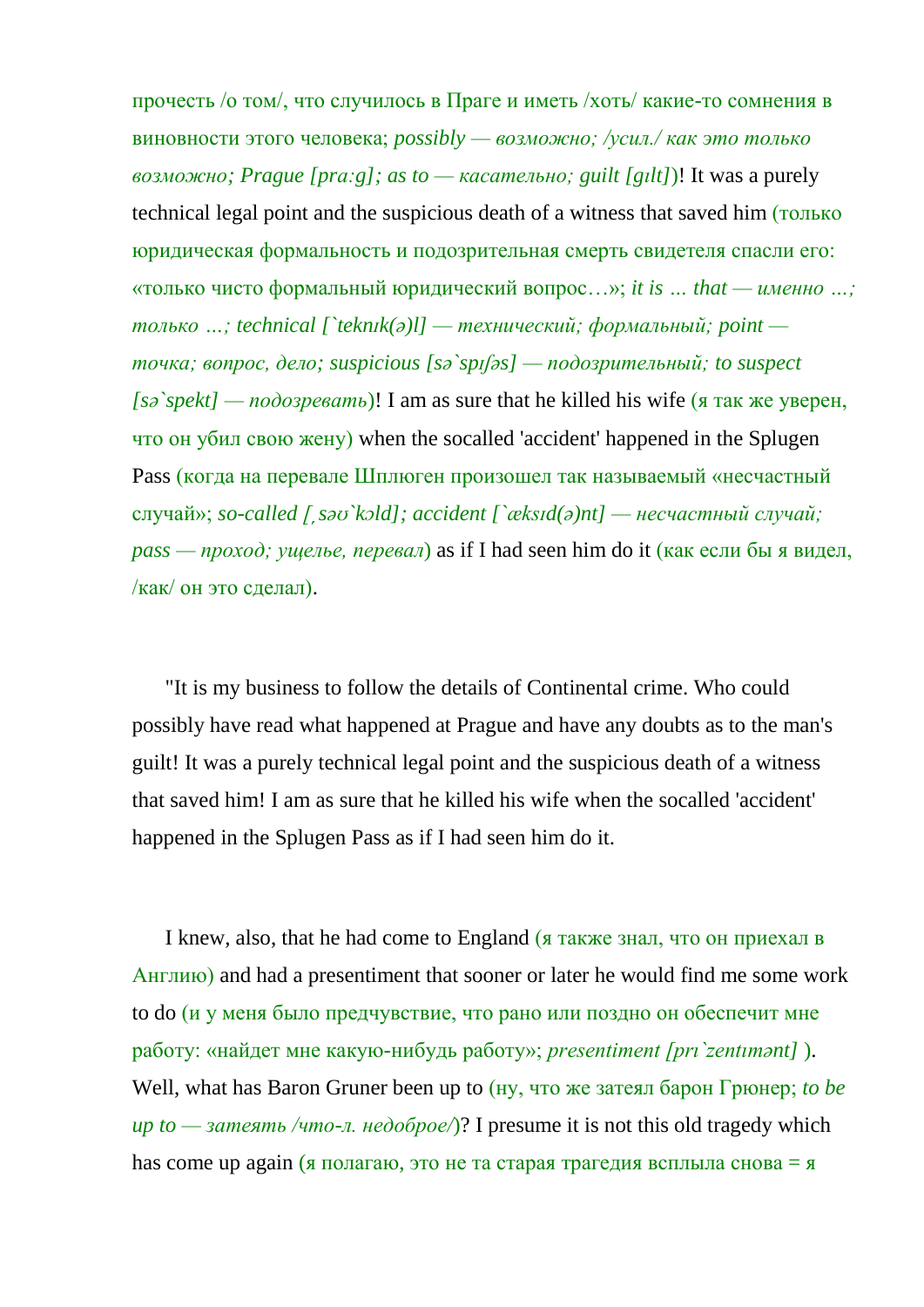прочесть /о том/, что случилось в Праге и иметь /хоть/ какие-то сомнения в виновности этого человека; *possibly — возможно; /усил./ как это только возможно; Prague [pra:g]; as to — касательно; guilt [gɪlt]*)! It was a purely technical legal point and the suspicious death of a witness that saved him (только юридическая формальность и подозрительная смерть свидетеля спасли его: «только чисто формальный юридический вопрос…»; *it is … that — именно …; только …; technical [`teknɪk(ə)l] — технический; формальный; point — точка; вопрос, дело; suspicious [sə`spɪʃəs] — подозрительный; to suspect [sə`spekt] — подозревать*)! I am as sure that he killed his wife (я так же уверен, что он убил свою жену) when the socalled 'accident' happened in the Splugen Pass (когда на перевале Шплюген произошел так называемый «несчастный случай»; *so-called [ˏsəʊ`kɔld]; accident [`æksɪd(ə)nt] — несчастный случай; pass — проход; ущелье, перевал*) as if I had seen him do it (как если бы я видел, /как/ он это сделал).

"It is my business to follow the details of Continental crime. Who could possibly have read what happened at Prague and have any doubts as to the man's guilt! It was a purely technical legal point and the suspicious death of a witness that saved him! I am as sure that he killed his wife when the socalled 'accident' happened in the Splugen Pass as if I had seen him do it.

I knew, also, that he had come to England (я также знал, что он приехал в Англию) and had a presentiment that sooner or later he would find me some work to do (и у меня было предчувствие, что рано или поздно он обеспечит мне работу: «найдет мне какую-нибудь работу»; *presentiment [prɪ`zentɪmənt]* ). Well, what has Baron Gruner been up to (ну, что же затеял барон Грюнер; *to be up to — затеять /что-л. недоброе/*)? I presume it is not this old tragedy which has come up again (я полагаю, это не та старая трагедия всплыла снова = я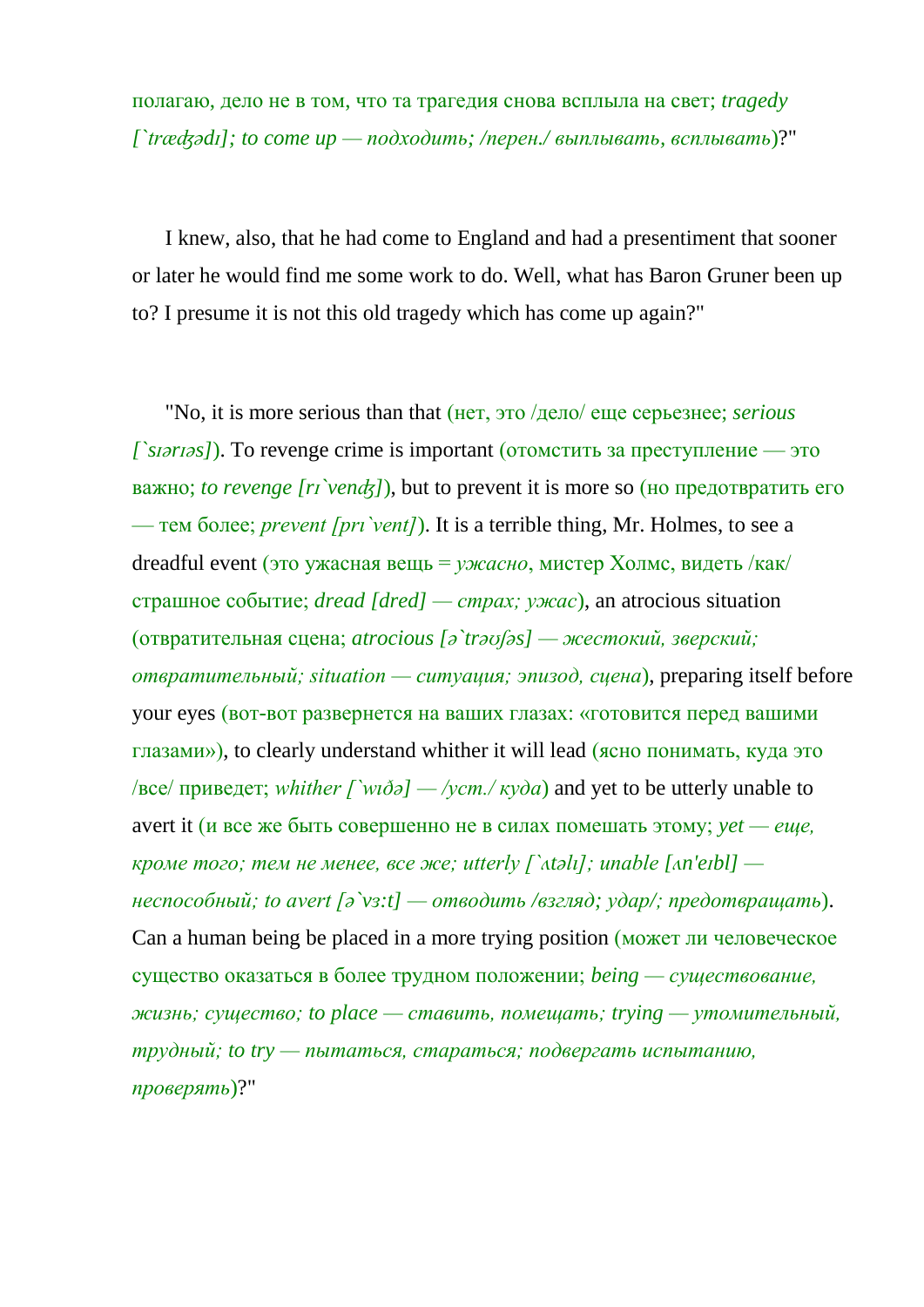полагаю, дело не в том, что та трагедия снова всплыла на свет; *tragedy [`trædʒədɪ]; to come up — подходить; /перен./ выплывать, всплывать*)?"

I knew, also, that he had come to England and had a presentiment that sooner or later he would find me some work to do. Well, what has Baron Gruner been up to? I presume it is not this old tragedy which has come up again?"

"No, it is more serious than that (нет, это /дело/ еще серьезнее; *serious [`sɪərɪəs]*). To revenge crime is important (отомстить за преступление — это важно; *to revenge [rɪ`vendʒ]*), but to prevent it is more so (но предотвратить его — тем более; *prevent [prɪ`vent]*). It is a terrible thing, Mr. Holmes, to see a dreadful event (это ужасная вещь = *ужасно*, мистер Холмс, видеть /как/ страшное событие; *dread [dred] — страх; ужас*), an atrocious situation (отвратительная сцена; *atrocious [ə`trəʊʃəs] — жестокий, зверский; отвратительный; situation — ситуация; эпизод, сцена*), preparing itself before your eyes (вот-вот развернется на ваших глазах: «готовится перед вашими глазами»), to clearly understand whither it will lead (ясно понимать, куда это /все/ приведет; *whither [`wɪðə] — /уст./ куда*) and yet to be utterly unable to avert it (и все же быть совершенно не в силах помешать этому; *yet — еще, кроме того; тем не менее, все же; utterly [`ʌtəlɪ]; unable [ʌn'eɪbl] — неспособный; to avert [ə`vɜ:t] — отводить /взгляд; удар/; предотвращать*). Can a human being be placed in a more trying position (может ли человеческое существо оказаться в более трудном положении; *being — существование, жизнь; существо; to place — ставить, помещать; trying — утомительный, трудный; to try — пытаться, стараться; подвергать испытанию, проверять*)?"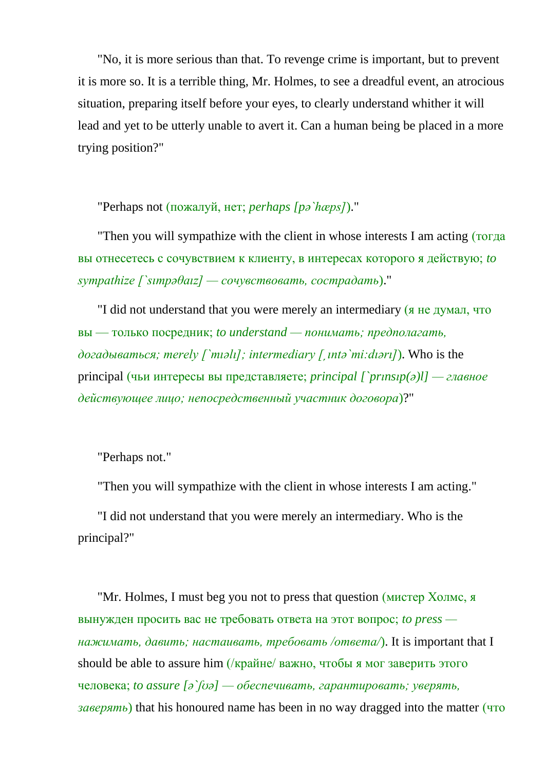"No, it is more serious than that. To revenge crime is important, but to prevent it is more so. It is a terrible thing, Mr. Holmes, to see a dreadful event, an atrocious situation, preparing itself before your eyes, to clearly understand whither it will lead and yet to be utterly unable to avert it. Can a human being be placed in a more trying position?"

"Perhaps not (пожалуй, нет; *perhaps [pə`hæps]*)."

"Then you will sympathize with the client in whose interests I am acting (тогда вы отнесетесь с сочувствием к клиенту, в интересах которого я действую; *to sympathize [`sɪmpəθaɪz] — сочувствовать, сострадать*)."

"I did not understand that you were merely an intermediary (я не думал, что вы — только посредник; *to understand — понимать; предполагать, догадываться; merely [`mɪəlɪ]; intermediary [ˌɪntə`mi:dɪərɪ]*). Who is the principal (чьи интересы вы представляете; *principal [`prɪnsɪp(ə)l] — главное действующее лицо; непосредственный участник договора*)?"

"Perhaps not."

"Then you will sympathize with the client in whose interests I am acting."

"I did not understand that you were merely an intermediary. Who is the principal?"

"Mr. Holmes, I must beg you not to press that question (мистер Холмс, я вынужден просить вас не требовать ответа на этот вопрос; *to press — нажимать, давить; настаивать, требовать /ответа/*). It is important that I should be able to assure him (/крайне/ важно, чтобы я мог заверить этого человека; *to assure [ə`ʃʊə] — обеспечивать, гарантировать; уверять, заверять*) that his honoured name has been in no way dragged into the matter (что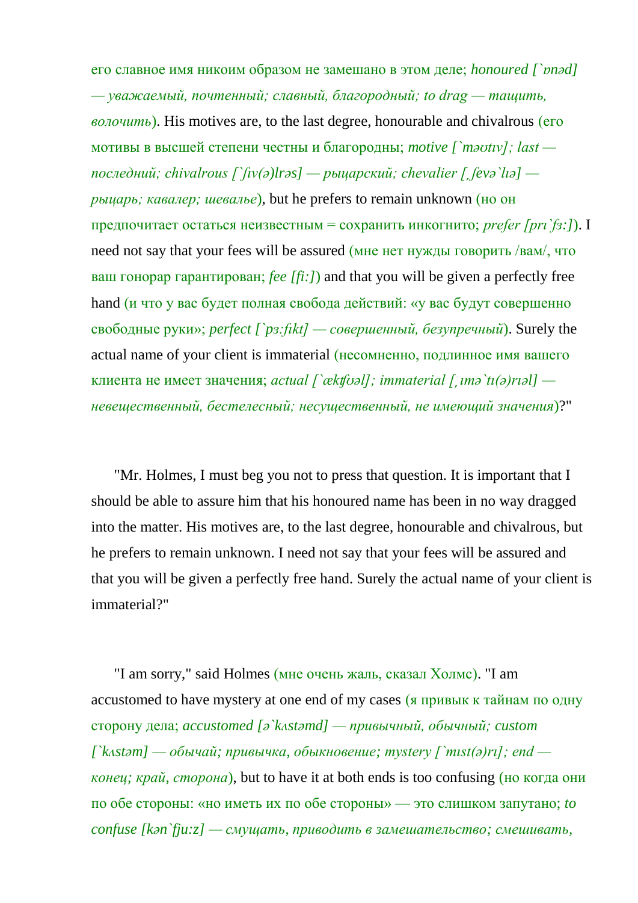его славное имя никоим образом не замешано в этом деле; *honoured [`ɒnəd] — уважаемый, почтенный; славный, благородный; to drag — тащить, волочить*). His motives are, to the last degree, honourable and chivalrous (его мотивы в высшей степени честны и благородны; *motive [`məʊtɪv]; last — последний; chivalrous [`ʃɪv(ə)lrəs] — рыцарский; chevalier [ˌʃevə`lɪə] — рыцарь; кавалер; шевалье*), but he prefers to remain unknown (но он предпочитает остаться неизвестным = сохранить инкогнито; *prefer [prɪ`fɜ:]*). I need not say that your fees will be assured (мне нет нужды говорить /вам/, что ваш гонорар гарантирован; *fee [fi:]*) and that you will be given a perfectly free hand (и что у вас будет полная свобода действий: «у вас будут совершенно свободные руки»; *perfect [`pɜ:fikt] — совершенный, безупречный*). Surely the actual name of your client is immaterial (несомненно, подлинное имя вашего клиента не имеет значения; *actual [`ækʧʊəl]; immaterial [ˌɪmə`tɪ(ə)rɪəl] — невещественный, бестелесный; несущественный, не имеющий значения*)?"

"Mr. Holmes, I must beg you not to press that question. It is important that I should be able to assure him that his honoured name has been in no way dragged into the matter. His motives are, to the last degree, honourable and chivalrous, but he prefers to remain unknown. I need not say that your fees will be assured and that you will be given a perfectly free hand. Surely the actual name of your client is immaterial?"

"I am sorry," said Holmes (мне очень жаль, сказал Холмс). "I am accustomed to have mystery at one end of my cases (я привык к тайнам по одну сторону дела; *accustomed [ə`kʌstəmd] — привычный, обычный; custom [`kʌstəm] — обычай; привычка, обыкновение; mystery [`mɪst(ə)rɪ]; end — конец; край, сторона*), but to have it at both ends is too confusing (но когда они по обе стороны: «но иметь их по обе стороны» — это слишком запутано; *to confuse [kən`fju:z] — смущать, приводить в замешательство; смешивать,*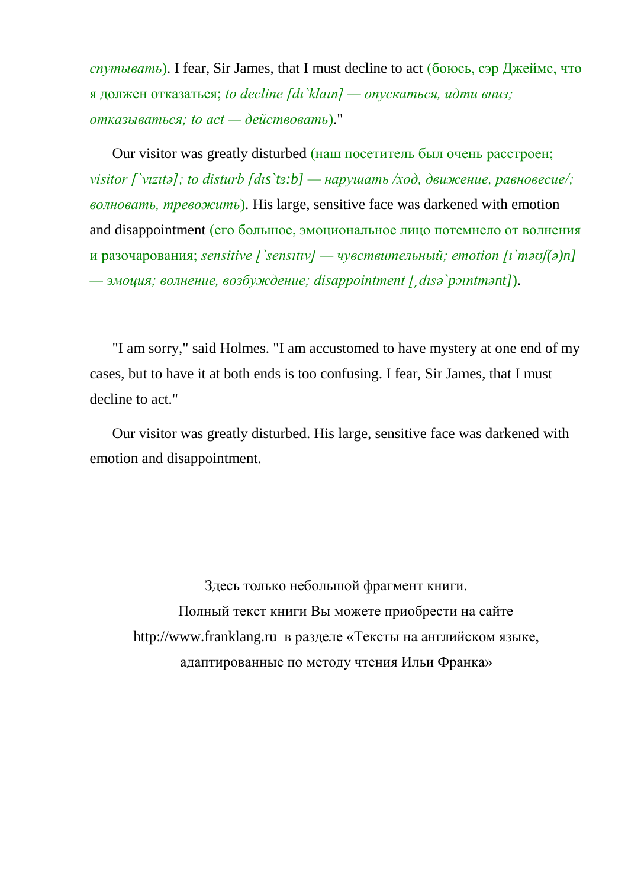*спутывать*). I fear, Sir James, that I must decline to act (боюсь, сэр Джеймс, что я должен отказаться; *to decline [dɪ`klaɪn] — опускаться, идти вниз; отказываться; to act — действовать*)."

Our visitor was greatly disturbed (наш посетитель был очень расстроен; *visitor [`vɪzɪtə]; to disturb [dɪs`tɜ:b] — нарушать /ход, движение, равновесие/; волновать, тревожить*). His large, sensitive face was darkened with emotion and disappointment (его большое, эмоциональное лицо потемнело от волнения и разочарования; *sensitive [`sensɪtɪv] — чувствительный; emotion [ɪ`məʊʃ(ə)n] — эмоция; волнение, возбуждение; disappointment [ˌdɪsə`pɔɪntmənt]*).

"I am sorry," said Holmes. "I am accustomed to have mystery at one end of my cases, but to have it at both ends is too confusing. I fear, Sir James, that I must decline to act."

Our visitor was greatly disturbed. His large, sensitive face was darkened with emotion and disappointment.

---

Здесь только небольшой фрагмент книги.

Полный текст книги Вы можете приобрести на сайте http://www.franklang.ru в разделе «Тексты на английском языке, адаптированные по методу чтения Ильи Франка»